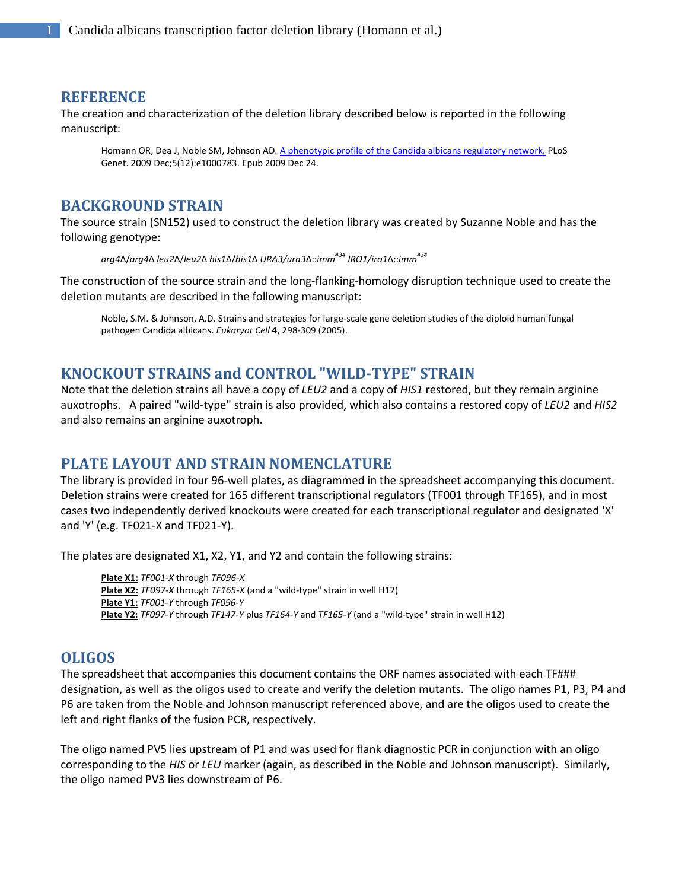## REFERENCE

The creation and characterization of the deletion library described below is reported in the following manuscript:

> Homann OR, Dea J, Noble SM, Johnson AD. [A phenotypic profile of the Candida albicans regulatory network.]() PLoS Genet. 2009 Dec;5(12):e1000783. Epub 2009 Dec 24.

## BACKGROUND STRAIN

The source strain (SN152) used to construct the deletion library was created by Suzanne Noble and has the following genotype:

> *arg4Δ/arg4Δ leu2Δ/leu2Δ his1Δ/his1Δ URA3/ura3Δ::imm*[434] *IRO1/iro1Δ::imm*[434]

The construction of the source strain and the long-flanking-homology disruption technique used to create the deletion mutants are described in the following manuscript:

> Noble, S.M. & Johnson, A.D. Strains and strategies for large-scale gene deletion studies of the diploid human fungal pathogen Candida albicans. *Eukaryot Cell* **4**, 298-309 (2005).

## KNOCKOUT STRAINS and CONTROL "WILD-TYPE" STRAIN

Note that the deletion strains all have a copy of *LEU2* and a copy of *HIS1* restored, but they remain arginine auxotrophs. A paired "wild-type" strain is also provided, which also contains a restored copy of *LEU2* and *HIS2* and also remains an arginine auxotroph.

## PLATE LAYOUT AND STRAIN NOMENCLATURE

The library is provided in four 96-well plates, as diagrammed in the spreadsheet accompanying this document. Deletion strains were created for 165 different transcriptional regulators (TF001 through TF165), and in most cases two independently derived knockouts were created for each transcriptional regulator and designated 'X' and 'Y' (e.g. TF021-X and TF021-Y).

The plates are designated X1, X2, Y1, and Y2 and contain the following strains:

> **Plate X1:** *TF001-X* through *TF096-X*
> **Plate X2:** *TF097-X* through *TF165-X* (and a "wild-type" strain in well H12)
> **Plate Y1:** *TF001-Y* through *TF096-Y*
> **Plate Y2:** *TF097-Y* through *TF147-Y* plus *TF164-Y* and *TF165-Y* (and a "wild-type" strain in well H12)

## OLIGOS

The spreadsheet that accompanies this document contains the ORF names associated with each TF### designation, as well as the oligos used to create and verify the deletion mutants. The oligo names P1, P3, P4 and P6 are taken from the Noble and Johnson manuscript referenced above, and are the oligos used to create the left and right flanks of the fusion PCR, respectively.

The oligo named PV5 lies upstream of P1 and was used for flank diagnostic PCR in conjunction with an oligo corresponding to the *HIS* or *LEU* marker (again, as described in the Noble and Johnson manuscript). Similarly, the oligo named PV3 lies downstream of P6.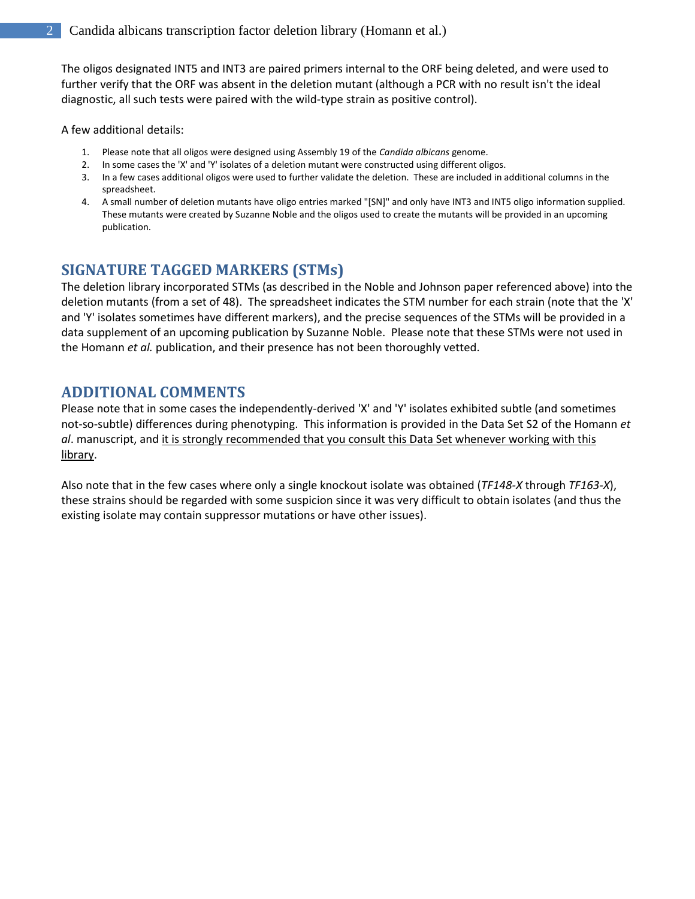The oligos designated INT5 and INT3 are paired primers internal to the ORF being deleted, and were used to further verify that the ORF was absent in the deletion mutant (although a PCR with no result isn't the ideal diagnostic, all such tests were paired with the wild-type strain as positive control).

A few additional details:

1. Please note that all oligos were designed using Assembly 19 of the *Candida albicans* genome.
2. In some cases the 'X' and 'Y' isolates of a deletion mutant were constructed using different oligos.
3. In a few cases additional oligos were used to further validate the deletion. These are included in additional columns in the spreadsheet.
4. A small number of deletion mutants have oligo entries marked "[SN]" and only have INT3 and INT5 oligo information supplied. These mutants were created by Suzanne Noble and the oligos used to create the mutants will be provided in an upcoming publication.

## SIGNATURE TAGGED MARKERS (STMs)

The deletion library incorporated STMs (as described in the Noble and Johnson paper referenced above) into the deletion mutants (from a set of 48). The spreadsheet indicates the STM number for each strain (note that the 'X' and 'Y' isolates sometimes have different markers), and the precise sequences of the STMs will be provided in a data supplement of an upcoming publication by Suzanne Noble. Please note that these STMs were not used in the Homann *et al.* publication, and their presence has not been thoroughly vetted.

## ADDITIONAL COMMENTS

Please note that in some cases the independently-derived 'X' and 'Y' isolates exhibited subtle (and sometimes not-so-subtle) differences during phenotyping. This information is provided in the Data Set S2 of the Homann *et al*. manuscript, and <u>it is strongly recommended that you consult this Data Set whenever working with this library</u>.

Also note that in the few cases where only a single knockout isolate was obtained (*TF148-X* through *TF163-X*), these strains should be regarded with some suspicion since it was very difficult to obtain isolates (and thus the existing isolate may contain suppressor mutations or have other issues).